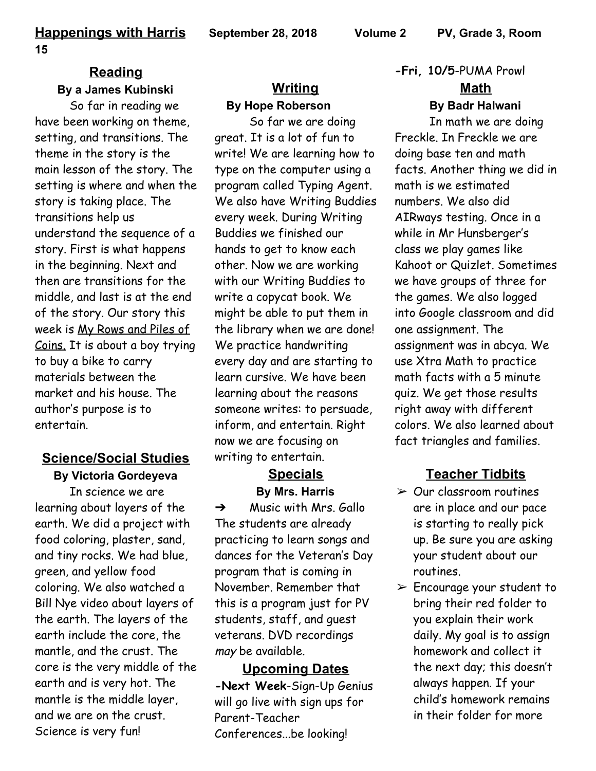**Happenings with Harris** **September 28, 2018** **Volume 2** **PV, Grade 3, Room 15**

## Reading

**By a James Kubinski**

So far in reading we have been working on theme, setting, and transitions. The theme in the story is the main lesson of the story. The setting is where and when the story is taking place. The transitions help us understand the sequence of a story. First is what happens in the beginning. Next and then are transitions for the middle, and last is at the end of the story. Our story this week is <u>My Rows and Piles of Coins.</u> It is about a boy trying to buy a bike to carry materials between the market and his house. The author's purpose is to entertain.

## Science/Social Studies

**By Victoria Gordeyeva**

In science we are learning about layers of the earth. We did a project with food coloring, plaster, sand, and tiny rocks. We had blue, green, and yellow food coloring. We also watched a Bill Nye video about layers of the earth. The layers of the earth include the core, the mantle, and the crust. The core is the very middle of the earth and is very hot. The mantle is the middle layer, and we are on the crust. Science is very fun!

## Writing

**By Hope Roberson**

So far we are doing great. It is a lot of fun to write! We are learning how to type on the computer using a program called Typing Agent. We also have Writing Buddies every week. During Writing Buddies we finished our hands to get to know each other. Now we are working with our Writing Buddies to write a copycat book. We might be able to put them in the library when we are done! We practice handwriting every day and are starting to learn cursive. We have been learning about the reasons someone writes: to persuade, inform, and entertain. Right now we are focusing on writing to entertain.

## Specials

**By Mrs. Harris**

- Music with Mrs. Gallo The students are already practicing to learn songs and dances for the Veteran's Day program that is coming in November. Remember that this is a program just for PV students, staff, and guest veterans. DVD recordings *may* be available.

## Upcoming Dates

**-Next Week**-Sign-Up Genius will go live with sign ups for Parent-Teacher Conferences...be looking!

**-Fri, 10/5**-PUMA Prowl

## Math

**By Badr Halwani**

In math we are doing Freckle. In Freckle we are doing base ten and math facts. Another thing we did in math is we estimated numbers. We also did AIRways testing. Once in a while in Mr Hunsberger's class we play games like Kahoot or Quizlet. Sometimes we have groups of three for the games. We also logged into Google classroom and did one assignment. The assignment was in abcya. We use Xtra Math to practice math facts with a 5 minute quiz. We get those results right away with different colors. We also learned about fact triangles and families.

## Teacher Tidbits

- Our classroom routines are in place and our pace is starting to really pick up. Be sure you are asking your student about our routines.
- Encourage your student to bring their red folder to you explain their work daily. My goal is to assign homework and collect it the next day; this doesn't always happen. If your child's homework remains in their folder for more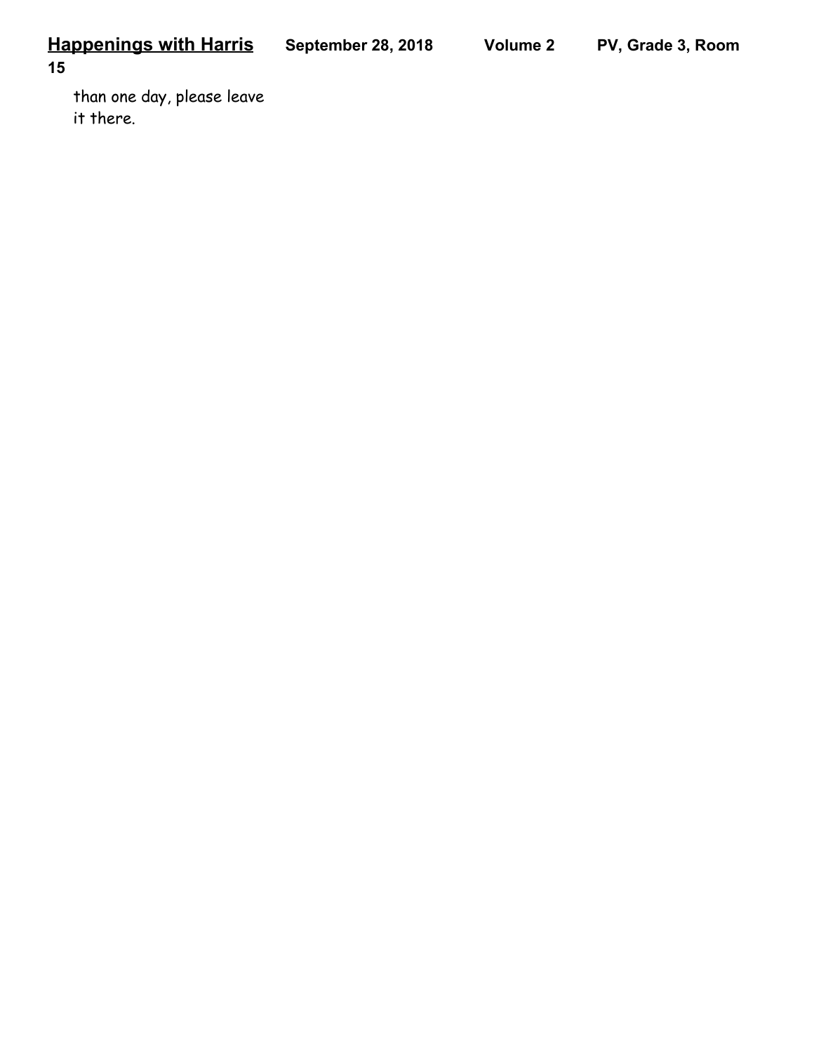than one day, please leave it there.